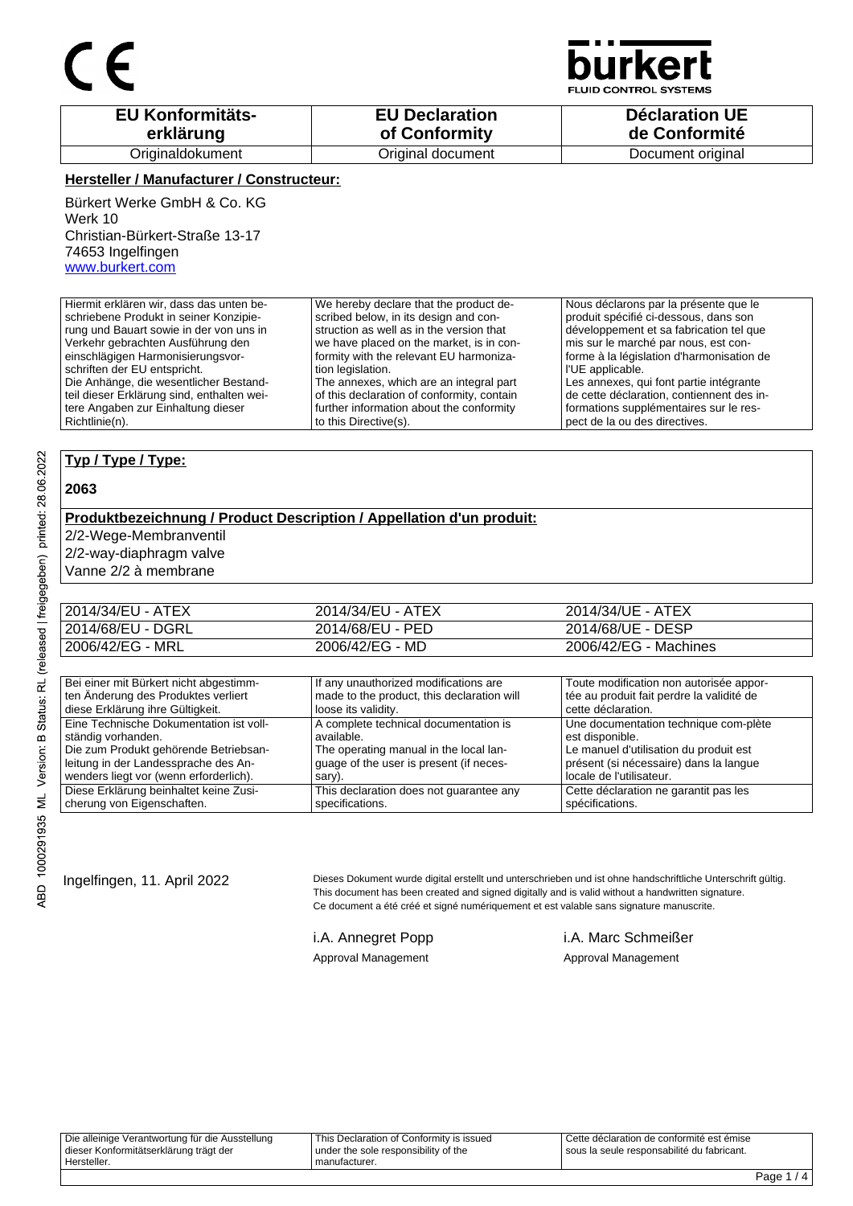CE

bürkert
FLUID CONTROL SYSTEMS

| EU Konformitäts-erklärung | EU Declaration of Conformity | Déclaration UE de Conformité |
|---|---|---|
| Originaldokument | Original document | Document original |

**Hersteller / Manufacturer / Constructeur:**

Bürkert Werke GmbH & Co. KG
Werk 10
Christian-Bürkert-Straße 13-17
74653 Ingelfingen
www.burkert.com

| Hiermit erklären wir, dass das unten beschriebene Produkt in seiner Konzipierung und Bauart sowie in der von uns in Verkehr gebrachten Ausführung den einschlägigen Harmonisierungsvorschriften der EU entspricht. Die Anhänge, die wesentlicher Bestandteil dieser Erklärung sind, enthalten weitere Angaben zur Einhaltung dieser Richtlinie(n). | We hereby declare that the product described below, in its design and construction as well as in the version that we have placed on the market, is in conformity with the relevant EU harmonization legislation. The annexes, which are an integral part of this declaration of conformity, contain further information about the conformity to this Directive(s). | Nous déclarons par la présente que le produit spécifié ci-dessous, dans son développement et sa fabrication tel que mis sur le marché par nous, est conforme à la législation d'harmonisation de l'UE applicable. Les annexes, qui font partie intégrante de cette déclaration, contiennent des informations supplémentaires sur le respect de la ou des directives. |
|---|---|---|

**Typ / Type / Type:**

**2063**

**Produktbezeichnung / Product Description / Appellation d'un produit:**

2/2-Wege-Membranventil
2/2-way-diaphragm valve
Vanne 2/2 à membrane

| 2014/34/EU - ATEX | 2014/34/EU - ATEX | 2014/34/UE - ATEX |
|---|---|---|
| 2014/68/EU - DGRL | 2014/68/EU - PED | 2014/68/UE - DESP |
| 2006/42/EG - MRL | 2006/42/EG - MD | 2006/42/EG - Machines |

| Bei einer mit Bürkert nicht abgestimmten Änderung des Produktes verliert diese Erklärung ihre Gültigkeit. | If any unauthorized modifications are made to the product, this declaration will loose its validity. | Toute modification non autorisée apportée au produit fait perdre la validité de cette déclaration. |
|---|---|---|
| Eine Technische Dokumentation ist vollständig vorhanden. Die zum Produkt gehörende Betriebsanleitung in der Landessprache des Anwenders liegt vor (wenn erforderlich). | A complete technical documentation is available. The operating manual in the local language of the user is present (if necessary). | Une documentation technique com-plète est disponible. Le manuel d'utilisation du produit est présent (si nécessaire) dans la langue locale de l'utilisateur. |
| Diese Erklärung beinhaltet keine Zusicherung von Eigenschaften. | This declaration does not guarantee any specifications. | Cette déclaration ne garantit pas les spécifications. |

Ingelfingen, 11. April 2022

Dieses Dokument wurde digital erstellt und unterschrieben und ist ohne handschriftliche Unterschrift gültig.
This document has been created and signed digitally and is valid without a handwritten signature.
Ce document a été créé et signé numériquement et est valable sans signature manuscrite.

i.A. Annegret Popp
Approval Management

i.A. Marc Schmeißer
Approval Management

| Die alleinige Verantwortung für die Ausstellung dieser Konformitätserklärung trägt der Hersteller. | This Declaration of Conformity is issued under the sole responsibility of the manufacturer. | Cette déclaration de conformité est émise sous la seule responsabilité du fabricant. |
|---|---|---|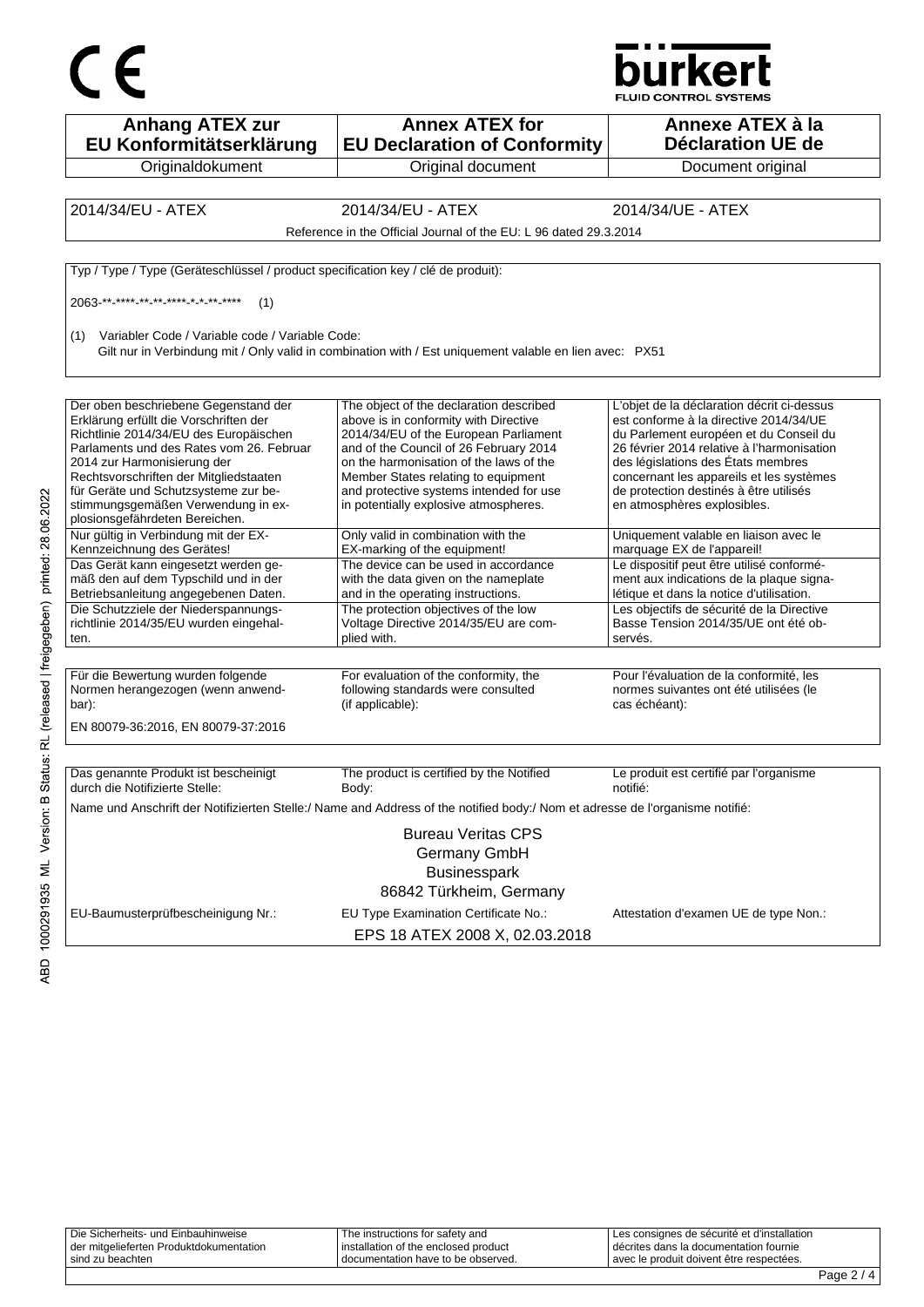CE

bürkert
FLUID CONTROL SYSTEMS

| Anhang ATEX zur EU Konformitätserklärung | Annex ATEX for EU Declaration of Conformity | Annexe ATEX à la Déclaration UE de |
|---|---|---|
| Originaldokument | Original document | Document original |

| 2014/34/EU - ATEX | 2014/34/EU - ATEX | 2014/34/UE - ATEX |
|---|---|---|
| Reference in the Official Journal of the EU: L 96 dated 29.3.2014 | | |

Typ / Type / Type (Geräteschlüssel / product specification key / clé de produit):

2063-**-****-**-**-****-*-*-**-**** (1)

(1) Variabler Code / Variable code / Variable Code:
Gilt nur in Verbindung mit / Only valid in combination with / Est uniquement valable en lien avec: PX51

| | | |
|---|---|---|
| Der oben beschriebene Gegenstand der Erklärung erfüllt die Vorschriften der Richtlinie 2014/34/EU des Europäischen Parlaments und des Rates vom 26. Februar 2014 zur Harmonisierung der Rechtsvorschriften der Mitgliedstaaten für Geräte und Schutzsysteme zur bestimmungsgemäßen Verwendung in explosionsgefährdeten Bereichen. | The object of the declaration described above is in conformity with Directive 2014/34/EU of the European Parliament and of the Council of 26 February 2014 on the harmonisation of the laws of the Member States relating to equipment and protective systems intended for use in potentially explosive atmospheres. | L'objet de la déclaration décrit ci-dessus est conforme à la directive 2014/34/UE du Parlement européen et du Conseil du 26 février 2014 relative à l'harmonisation des législations des États membres concernant les appareils et les systèmes de protection destinés à être utilisés en atmosphères explosibles. |
| Nur gültig in Verbindung mit der EX-Kennzeichnung des Gerätes! | Only valid in combination with the EX-marking of the equipment! | Uniquement valable en liaison avec le marquage EX de l'appareil! |
| Das Gerät kann eingesetzt werden gemäß den auf dem Typschild und in der Betriebsanleitung angegebenen Daten. | The device can be used in accordance with the data given on the nameplate and in the operating instructions. | Le dispositif peut être utilisé conformément aux indications de la plaque signalétique et dans la notice d'utilisation. |
| Die Schutzziele der Niederspannungsrichtlinie 2014/35/EU wurden eingehalten. | The protection objectives of the low Voltage Directive 2014/35/EU are complied with. | Les objectifs de sécurité de la Directive Basse Tension 2014/35/UE ont été observés. |

| | | |
|---|---|---|
| Für die Bewertung wurden folgende Normen herangezogen (wenn anwendbar): | For evaluation of the conformity, the following standards were consulted (if applicable): | Pour l'évaluation de la conformité, les normes suivantes ont été utilisées (le cas échéant): |

EN 80079-36:2016, EN 80079-37:2016

| | | |
|---|---|---|
| Das genannte Produkt ist bescheinigt durch die Notifizierte Stelle: | The product is certified by the Notified Body: | Le produit est certifié par l'organisme notifié: |

Name und Anschrift der Notifizierten Stelle:/ Name and Address of the notified body:/ Nom et adresse de l'organisme notifié:

Bureau Veritas CPS
Germany GmbH
Businesspark
86842 Türkheim, Germany

| EU-Baumusterprüfbescheinigung Nr.: | EU Type Examination Certificate No.: | Attestation d'examen UE de type Non.: |
|---|---|---|
| | EPS 18 ATEX 2008 X, 02.03.2018 | |

| | | |
|---|---|---|
| Die Sicherheits- und Einbauhinweise der mitgelieferten Produktdokumentation sind zu beachten | The instructions for safety and installation of the enclosed product documentation have to be observed. | Les consignes de sécurité et d'installation décrites dans la documentation fournie avec le produit doivent être respectées. |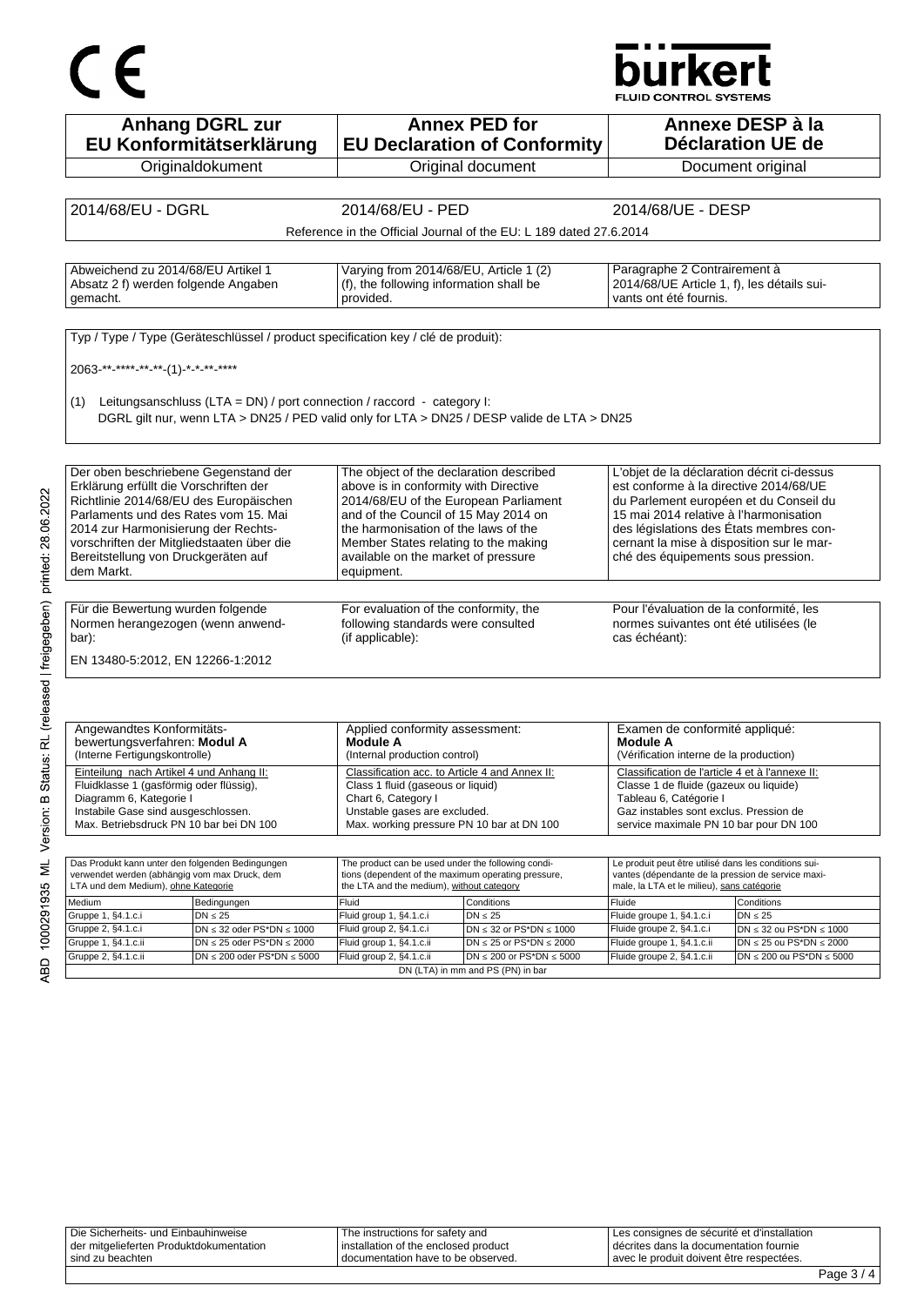CE

bürkert
FLUID CONTROL SYSTEMS

| Anhang DGRL zur EU Konformitätserklärung | Annex PED for EU Declaration of Conformity | Annexe DESP à la Déclaration UE de |
|---|---|---|
| Originaldokument | Original document | Document original |

| 2014/68/EU - DGRL | 2014/68/EU - PED | 2014/68/UE - DESP |
|---|---|---|
| | Reference in the Official Journal of the EU: L 189 dated 27.6.2014 | |

| Abweichend zu 2014/68/EU Artikel 1 Absatz 2 f) werden folgende Angaben gemacht. | Varying from 2014/68/EU, Article 1 (2) (f), the following information shall be provided. | Paragraphe 2 Contrairement à 2014/68/UE Article 1, f), les détails suivants ont été fournis. |
|---|---|---|

Typ / Type / Type (Geräteschlüssel / product specification key / clé de produit):

2063-**-****-**-**-(1)-*-*-**-****

(1) Leitungsanschluss (LTA = DN) / port connection / raccord - category I:
DGRL gilt nur, wenn LTA > DN25 / PED valid only for LTA > DN25 / DESP valide de LTA > DN25

| Der oben beschriebene Gegenstand der Erklärung erfüllt die Vorschriften der Richtlinie 2014/68/EU des Europäischen Parlaments und des Rates vom 15. Mai 2014 zur Harmonisierung der Rechtsvorschriften der Mitgliedstaaten über die Bereitstellung von Druckgeräten auf dem Markt. | The object of the declaration described above is in conformity with Directive 2014/68/EU of the European Parliament and of the Council of 15 May 2014 on the harmonisation of the laws of the Member States relating to the making available on the market of pressure equipment. | L'objet de la déclaration décrit ci-dessus est conforme à la directive 2014/68/UE du Parlement européen et du Conseil du 15 mai 2014 relative à l'harmonisation des législations des États membres concernant la mise à disposition sur le marché des équipements sous pression. |
|---|---|---|

| Für die Bewertung wurden folgende Normen herangezogen (wenn anwendbar): | For evaluation of the conformity, the following standards were consulted (if applicable): | Pour l'évaluation de la conformité, les normes suivantes ont été utilisées (le cas échéant): |
|---|---|---|

EN 13480-5:2012, EN 12266-1:2012

| Angewandtes Konformitäts-bewertungsverfahren: **Modul A** (Interne Fertigungskontrolle) | Applied conformity assessment: **Module A** (Internal production control) | Examen de conformité appliqué: **Module A** (Vérification interne de la production) |
|---|---|---|
| Einteilung nach Artikel 4 und Anhang II: Fluidklasse 1 (gasförmig oder flüssig), Diagramm 6, Kategorie I Instabile Gase sind ausgeschlossen. Max. Betriebsdruck PN 10 bar bei DN 100 | Classification acc. to Article 4 and Annex II: Class 1 fluid (gaseous or liquid) Chart 6, Category I Unstable gases are excluded. Max. working pressure PN 10 bar at DN 100 | Classification de l'article 4 et à l'annexe II: Classe 1 de fluide (gazeux ou liquide) Tableau 6, Catégorie I Gaz instables sont exclus. Pression de service maximale PN 10 bar pour DN 100 |

| Das Produkt kann unter den folgenden Bedingungen verwendet werden (abhängig vom max Druck, dem LTA und dem Medium), ohne Kategorie | | The product can be used under the following conditions (dependent of the maximum operating pressure, the LTA and the medium), without category | | Le produit peut être utilisé dans les conditions suivantes (dépendante de la pression de service maximale, la LTA et le milieu), sans catégorie | |
|---|---|---|---|---|---|
| Medium | Bedingungen | Fluid | Conditions | Fluide | Conditions |
| Gruppe 1, §4.1.c.i | DN ≤ 25 | Fluid group 1, §4.1.c.i | DN ≤ 25 | Fluide groupe 1, §4.1.c.i | DN ≤ 25 |
| Gruppe 2, §4.1.c.i | DN ≤ 32 oder PS*DN ≤ 1000 | Fluid group 2, §4.1.c.i | DN ≤ 32 or PS*DN ≤ 1000 | Fluide groupe 2, §4.1.c.i | DN ≤ 32 ou PS*DN ≤ 1000 |
| Gruppe 1, §4.1.c.ii | DN ≤ 25 oder PS*DN ≤ 2000 | Fluid group 1, §4.1.c.ii | DN ≤ 25 or PS*DN ≤ 2000 | Fluide groupe 1, §4.1.c.ii | DN ≤ 25 ou PS*DN ≤ 2000 |
| Gruppe 2, §4.1.c.ii | DN ≤ 200 oder PS*DN ≤ 5000 | Fluid group 2, §4.1.c.ii | DN ≤ 200 or PS*DN ≤ 5000 | Fluide groupe 2, §4.1.c.ii | DN ≤ 200 ou PS*DN ≤ 5000 |
| DN (LTA) in mm and PS (PN) in bar | | | | | |

| Die Sicherheits- und Einbauhinweise der mitgelieferten Produktdokumentation sind zu beachten | The instructions for safety and installation of the enclosed product documentation have to be observed. | Les consignes de sécurité et d'installation décrites dans la documentation fournie avec le produit doivent être respectées. |
|---|---|---|

ABD 1000291935 ML Version: B Status: RL (released | freigegeben) printed: 28.06.2022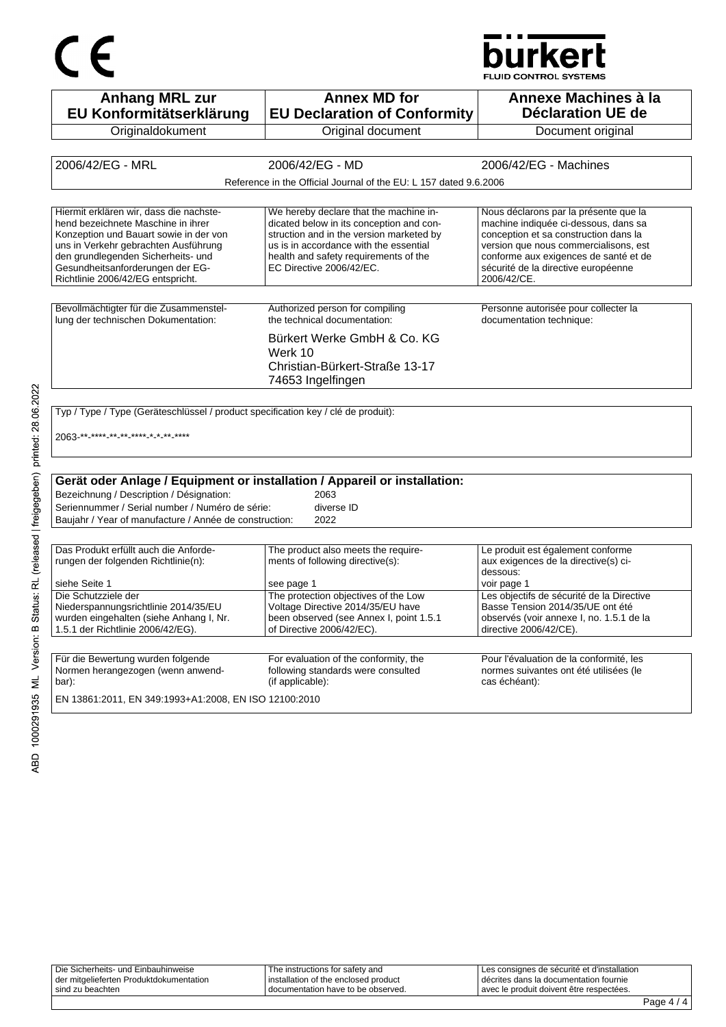CE

bürkert
FLUID CONTROL SYSTEMS

| Anhang MRL zur EU Konformitätserklärung | Annex MD for EU Declaration of Conformity | Annexe Machines à la Déclaration UE de |
|---|---|---|
| Originaldokument | Original document | Document original |

| 2006/42/EG - MRL | 2006/42/EG - MD | 2006/42/EG - Machines |
|---|---|---|
| | Reference in the Official Journal of the EU: L 157 dated 9.6.2006 | |

| | | |
|---|---|---|
| Hiermit erklären wir, dass die nachstehend bezeichnete Maschine in ihrer Konzeption und Bauart sowie in der von uns in Verkehr gebrachten Ausführung den grundlegenden Sicherheits- und Gesundheitsanforderungen der EG-Richtlinie 2006/42/EG entspricht. | We hereby declare that the machine indicated below in its conception and construction and in the version marketed by us is in accordance with the essential health and safety requirements of the EC Directive 2006/42/EC. | Nous déclarons par la présente que la machine indiquée ci-dessous, dans sa conception et sa construction dans la version que nous commercialisons, est conforme aux exigences de santé et de sécurité de la directive européenne 2006/42/CE. |

| | | |
|---|---|---|
| Bevollmächtigter für die Zusammenstellung der technischen Dokumentation: | Authorized person for compiling the technical documentation: | Personne autorisée pour collecter la documentation technique: |
| | Bürkert Werke GmbH & Co. KG<br>Werk 10<br>Christian-Bürkert-Straße 13-17<br>74653 Ingelfingen | |

Typ / Type / Type (Geräteschlüssel / product specification key / clé de produit):

2063-**-****-**-**-****-*-*-**-****

**Gerät oder Anlage / Equipment or installation / Appareil or installation:**

| | |
|---|---|
| Bezeichnung / Description / Désignation: | 2063 |
| Seriennummer / Serial number / Numéro de série: | diverse ID |
| Baujahr / Year of manufacture / Année de construction: | 2022 |

| | | |
|---|---|---|
| Das Produkt erfüllt auch die Anforderungen der folgenden Richtlinie(n): | The product also meets the requirements of following directive(s): | Le produit est également conforme aux exigences de la directive(s) ci-dessous: |
| siehe Seite 1 | see page 1 | voir page 1 |
| Die Schutzziele der Niederspannungsrichtlinie 2014/35/EU wurden eingehalten (siehe Anhang I, Nr. 1.5.1 der Richtlinie 2006/42/EG). | The protection objectives of the Low Voltage Directive 2014/35/EU have been observed (see Annex I, point 1.5.1 of Directive 2006/42/EC). | Les objectifs de sécurité de la Directive Basse Tension 2014/35/UE ont été observés (voir annexe I, no. 1.5.1 de la directive 2006/42/CE). |

| | | |
|---|---|---|
| Für die Bewertung wurden folgende Normen herangezogen (wenn anwendbar): | For evaluation of the conformity, the following standards were consulted (if applicable): | Pour l'évaluation de la conformité, les normes suivantes ont été utilisées (le cas échéant): |

EN 13861:2011, EN 349:1993+A1:2008, EN ISO 12100:2010

| | | |
|---|---|---|
| Die Sicherheits- und Einbauhinweise der mitgelieferten Produktdokumentation sind zu beachten | The instructions for safety and installation of the enclosed product documentation have to be observed. | Les consignes de sécurité et d'installation décrites dans la documentation fournie avec le produit doivent être respectées. |

ABD 1000291935 ML Version: B Status: RL (released | freigegeben) printed: 28.06.2022